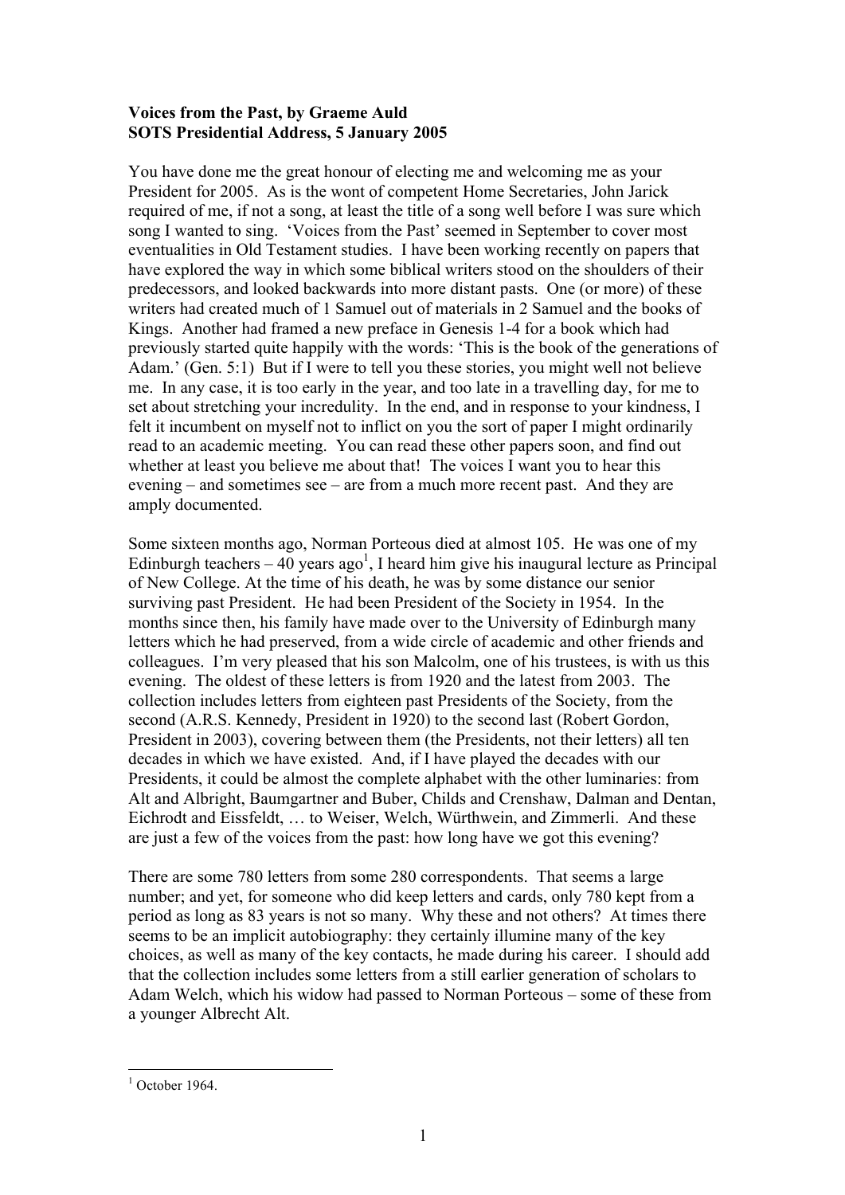**Voices from the Past, by Graeme Auld**
**SOTS Presidential Address, 5 January 2005**

You have done me the great honour of electing me and welcoming me as your President for 2005. As is the wont of competent Home Secretaries, John Jarick required of me, if not a song, at least the title of a song well before I was sure which song I wanted to sing. 'Voices from the Past' seemed in September to cover most eventualities in Old Testament studies. I have been working recently on papers that have explored the way in which some biblical writers stood on the shoulders of their predecessors, and looked backwards into more distant pasts. One (or more) of these writers had created much of 1 Samuel out of materials in 2 Samuel and the books of Kings. Another had framed a new preface in Genesis 1-4 for a book which had previously started quite happily with the words: 'This is the book of the generations of Adam.' (Gen. 5:1) But if I were to tell you these stories, you might well not believe me. In any case, it is too early in the year, and too late in a travelling day, for me to set about stretching your incredulity. In the end, and in response to your kindness, I felt it incumbent on myself not to inflict on you the sort of paper I might ordinarily read to an academic meeting. You can read these other papers soon, and find out whether at least you believe me about that! The voices I want you to hear this evening – and sometimes see – are from a much more recent past. And they are amply documented.

Some sixteen months ago, Norman Porteous died at almost 105. He was one of my Edinburgh teachers – 40 years ago[1], I heard him give his inaugural lecture as Principal of New College. At the time of his death, he was by some distance our senior surviving past President. He had been President of the Society in 1954. In the months since then, his family have made over to the University of Edinburgh many letters which he had preserved, from a wide circle of academic and other friends and colleagues. I'm very pleased that his son Malcolm, one of his trustees, is with us this evening. The oldest of these letters is from 1920 and the latest from 2003. The collection includes letters from eighteen past Presidents of the Society, from the second (A.R.S. Kennedy, President in 1920) to the second last (Robert Gordon, President in 2003), covering between them (the Presidents, not their letters) all ten decades in which we have existed. And, if I have played the decades with our Presidents, it could be almost the complete alphabet with the other luminaries: from Alt and Albright, Baumgartner and Buber, Childs and Crenshaw, Dalman and Dentan, Eichrodt and Eissfeldt, … to Weiser, Welch, Würthwein, and Zimmerli. And these are just a few of the voices from the past: how long have we got this evening?

There are some 780 letters from some 280 correspondents. That seems a large number; and yet, for someone who did keep letters and cards, only 780 kept from a period as long as 83 years is not so many. Why these and not others? At times there seems to be an implicit autobiography: they certainly illumine many of the key choices, as well as many of the key contacts, he made during his career. I should add that the collection includes some letters from a still earlier generation of scholars to Adam Welch, which his widow had passed to Norman Porteous – some of these from a younger Albrecht Alt.

[1] October 1964.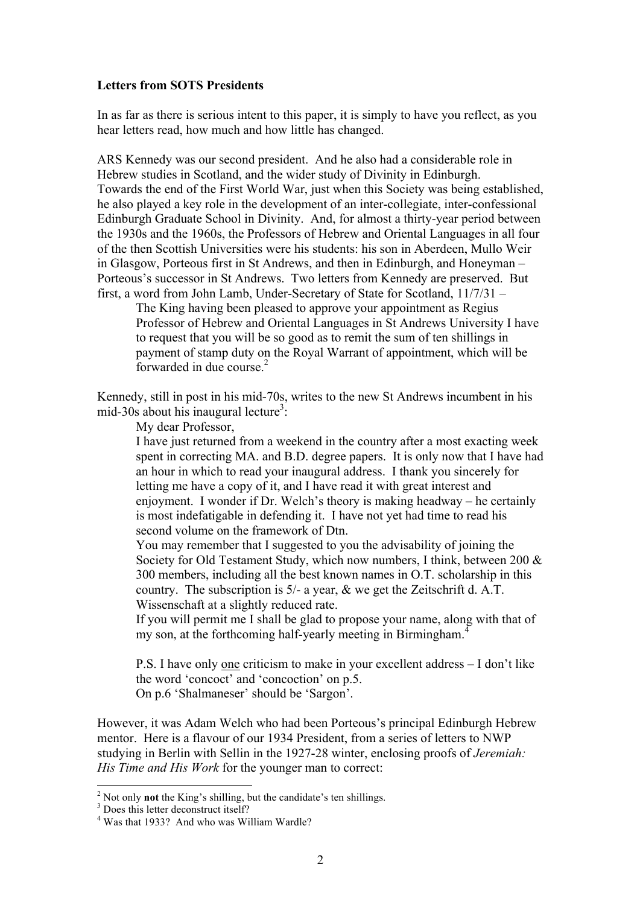**Letters from SOTS Presidents**

In as far as there is serious intent to this paper, it is simply to have you reflect, as you hear letters read, how much and how little has changed.

ARS Kennedy was our second president. And he also had a considerable role in Hebrew studies in Scotland, and the wider study of Divinity in Edinburgh. Towards the end of the First World War, just when this Society was being established, he also played a key role in the development of an inter-collegiate, inter-confessional Edinburgh Graduate School in Divinity. And, for almost a thirty-year period between the 1930s and the 1960s, the Professors of Hebrew and Oriental Languages in all four of the then Scottish Universities were his students: his son in Aberdeen, Mullo Weir in Glasgow, Porteous first in St Andrews, and then in Edinburgh, and Honeyman – Porteous's successor in St Andrews. Two letters from Kennedy are preserved. But first, a word from John Lamb, Under-Secretary of State for Scotland, 11/7/31 –

> The King having been pleased to approve your appointment as Regius Professor of Hebrew and Oriental Languages in St Andrews University I have to request that you will be so good as to remit the sum of ten shillings in payment of stamp duty on the Royal Warrant of appointment, which will be forwarded in due course.[2]

Kennedy, still in post in his mid-70s, writes to the new St Andrews incumbent in his mid-30s about his inaugural lecture[3]:

> My dear Professor,
>
> I have just returned from a weekend in the country after a most exacting week spent in correcting MA. and B.D. degree papers. It is only now that I have had an hour in which to read your inaugural address. I thank you sincerely for letting me have a copy of it, and I have read it with great interest and enjoyment. I wonder if Dr. Welch's theory is making headway – he certainly is most indefatigable in defending it. I have not yet had time to read his second volume on the framework of Dtn.
>
> You may remember that I suggested to you the advisability of joining the Society for Old Testament Study, which now numbers, I think, between 200 & 300 members, including all the best known names in O.T. scholarship in this country. The subscription is 5/- a year, & we get the Zeitschrift d. A.T. Wissenschaft at a slightly reduced rate.
>
> If you will permit me I shall be glad to propose your name, along with that of my son, at the forthcoming half-yearly meeting in Birmingham.[4]
>
> P.S. I have only one criticism to make in your excellent address – I don't like the word 'concoct' and 'concoction' on p.5.
>
> On p.6 'Shalmaneser' should be 'Sargon'.

However, it was Adam Welch who had been Porteous's principal Edinburgh Hebrew mentor. Here is a flavour of our 1934 President, from a series of letters to NWP studying in Berlin with Sellin in the 1927-28 winter, enclosing proofs of *Jeremiah: His Time and His Work* for the younger man to correct:

---

[2] Not only **not** the King's shilling, but the candidate's ten shillings.

[3] Does this letter deconstruct itself?

[4] Was that 1933? And who was William Wardle?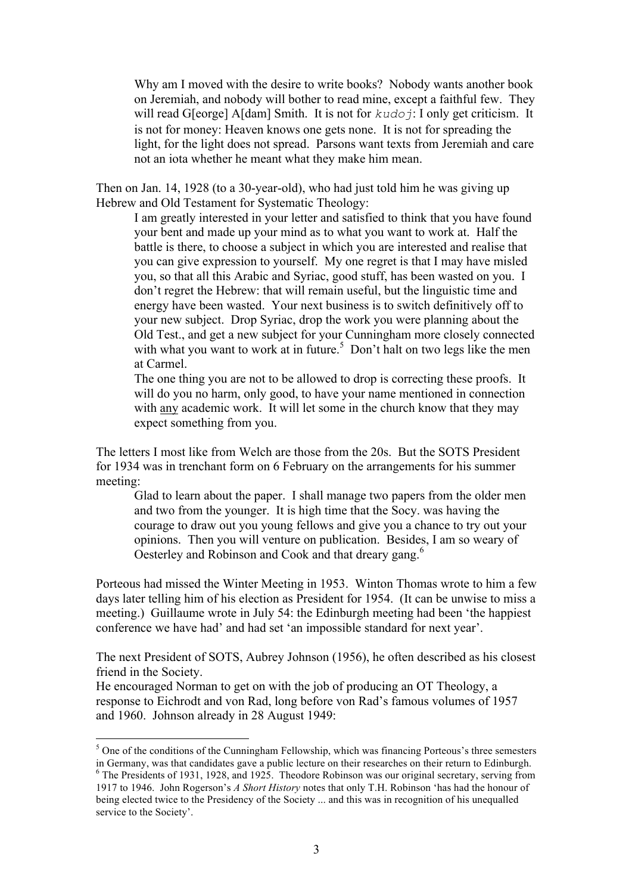> Why am I moved with the desire to write books? Nobody wants another book on Jeremiah, and nobody will bother to read mine, except a faithful few. They will read G[eorge] A[dam] Smith. It is not for `kudoj`: I only get criticism. It is not for money: Heaven knows one gets none. It is not for spreading the light, for the light does not spread. Parsons want texts from Jeremiah and care not an iota whether he meant what they make him mean.

Then on Jan. 14, 1928 (to a 30-year-old), who had just told him he was giving up Hebrew and Old Testament for Systematic Theology:

> I am greatly interested in your letter and satisfied to think that you have found your bent and made up your mind as to what you want to work at. Half the battle is there, to choose a subject in which you are interested and realise that you can give expression to yourself. My one regret is that I may have misled you, so that all this Arabic and Syriac, good stuff, has been wasted on you. I don't regret the Hebrew: that will remain useful, but the linguistic time and energy have been wasted. Your next business is to switch definitively off to your new subject. Drop Syriac, drop the work you were planning about the Old Test., and get a new subject for your Cunningham more closely connected with what you want to work at in future.[5] Don't halt on two legs like the men at Carmel.
>
> The one thing you are not to be allowed to drop is correcting these proofs. It will do you no harm, only good, to have your name mentioned in connection with <u>any</u> academic work. It will let some in the church know that they may expect something from you.

The letters I most like from Welch are those from the 20s. But the SOTS President for 1934 was in trenchant form on 6 February on the arrangements for his summer meeting:

> Glad to learn about the paper. I shall manage two papers from the older men and two from the younger. It is high time that the Socy. was having the courage to draw out you young fellows and give you a chance to try out your opinions. Then you will venture on publication. Besides, I am so weary of Oesterley and Robinson and Cook and that dreary gang.[6]

Porteous had missed the Winter Meeting in 1953. Winton Thomas wrote to him a few days later telling him of his election as President for 1954. (It can be unwise to miss a meeting.) Guillaume wrote in July 54: the Edinburgh meeting had been 'the happiest conference we have had' and had set 'an impossible standard for next year'.

The next President of SOTS, Aubrey Johnson (1956), he often described as his closest friend in the Society.
He encouraged Norman to get on with the job of producing an OT Theology, a response to Eichrodt and von Rad, long before von Rad's famous volumes of 1957 and 1960. Johnson already in 28 August 1949:

---

[5] One of the conditions of the Cunningham Fellowship, which was financing Porteous's three semesters in Germany, was that candidates gave a public lecture on their researches on their return to Edinburgh.

[6] The Presidents of 1931, 1928, and 1925. Theodore Robinson was our original secretary, serving from 1917 to 1946. John Rogerson's *A Short History* notes that only T.H. Robinson 'has had the honour of being elected twice to the Presidency of the Society ... and this was in recognition of his unequalled service to the Society'.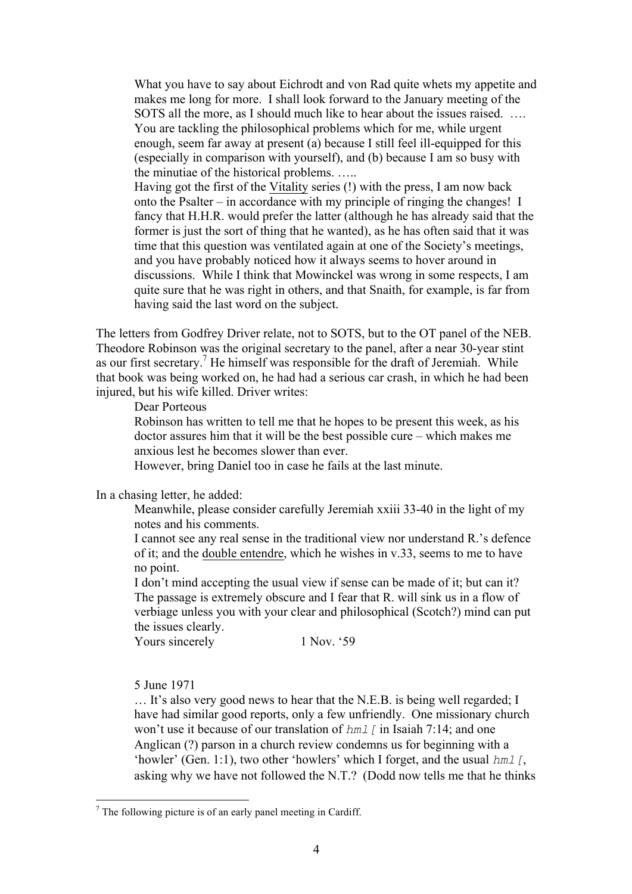> What you have to say about Eichrodt and von Rad quite whets my appetite and makes me long for more. I shall look forward to the January meeting of the SOTS all the more, as I should much like to hear about the issues raised. …. You are tackling the philosophical problems which for me, while urgent enough, seem far away at present (a) because I still feel ill-equipped for this (especially in comparison with yourself), and (b) because I am so busy with the minutiae of the historical problems. …..
>
> Having got the first of the Vitality series (!) with the press, I am now back onto the Psalter – in accordance with my principle of ringing the changes! I fancy that H.H.R. would prefer the latter (although he has already said that the former is just the sort of thing that he wanted), as he has often said that it was time that this question was ventilated again at one of the Society's meetings, and you have probably noticed how it always seems to hover around in discussions. While I think that Mowinckel was wrong in some respects, I am quite sure that he was right in others, and that Snaith, for example, is far from having said the last word on the subject.

The letters from Godfrey Driver relate, not to SOTS, but to the OT panel of the NEB. Theodore Robinson was the original secretary to the panel, after a near 30-year stint as our first secretary.[7] He himself was responsible for the draft of Jeremiah. While that book was being worked on, he had had a serious car crash, in which he had been injured, but his wife killed. Driver writes:

> Dear Porteous
>
> Robinson has written to tell me that he hopes to be present this week, as his doctor assures him that it will be the best possible cure – which makes me anxious lest he becomes slower than ever.
>
> However, bring Daniel too in case he fails at the last minute.

In a chasing letter, he added:

> Meanwhile, please consider carefully Jeremiah xxiii 33-40 in the light of my notes and his comments.
>
> I cannot see any real sense in the traditional view nor understand R.'s defence of it; and the double entendre, which he wishes in v.33, seems to me to have no point.
>
> I don't mind accepting the usual view if sense can be made of it; but can it? The passage is extremely obscure and I fear that R. will sink us in a flow of verbiage unless you with your clear and philosophical (Scotch?) mind can put the issues clearly.
>
> Yours sincerely 1 Nov. '59

> 5 June 1971
>
> … It's also very good news to hear that the N.E.B. is being well regarded; I have had similar good reports, only a few unfriendly. One missionary church won't use it because of our translation of *hml[* in Isaiah 7:14; and one Anglican (?) parson in a church review condemns us for beginning with a 'howler' (Gen. 1:1), two other 'howlers' which I forget, and the usual *hml[*, asking why we have not followed the N.T.? (Dodd now tells me that he thinks

[7] The following picture is of an early panel meeting in Cardiff.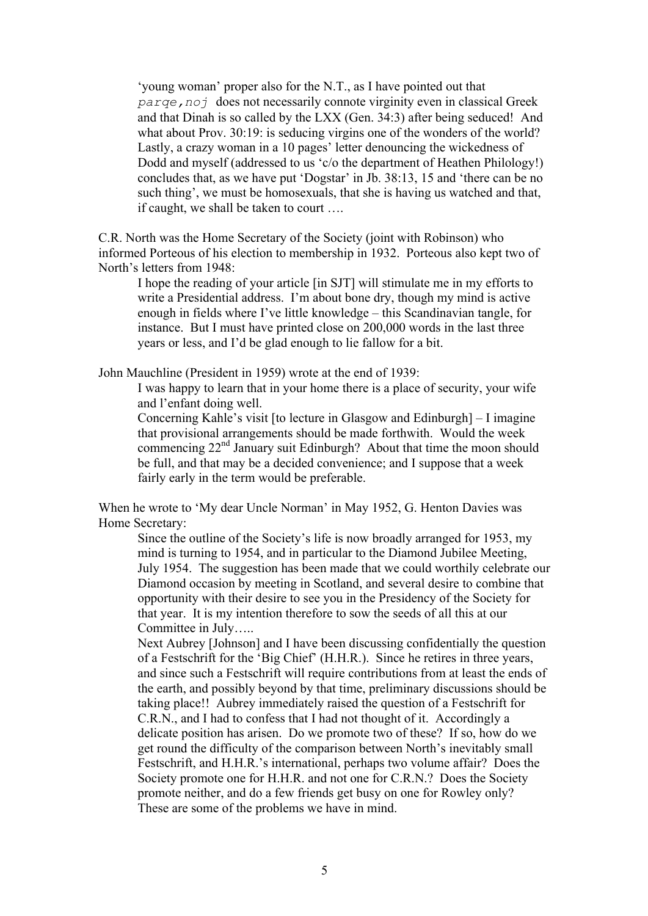'young woman' proper also for the N.T., as I have pointed out that *parqe,noj* does not necessarily connote virginity even in classical Greek and that Dinah is so called by the LXX (Gen. 34:3) after being seduced! And what about Prov. 30:19: is seducing virgins one of the wonders of the world? Lastly, a crazy woman in a 10 pages' letter denouncing the wickedness of Dodd and myself (addressed to us 'c/o the department of Heathen Philology!) concludes that, as we have put 'Dogstar' in Jb. 38:13, 15 and 'there can be no such thing', we must be homosexuals, that she is having us watched and that, if caught, we shall be taken to court ….

C.R. North was the Home Secretary of the Society (joint with Robinson) who informed Porteous of his election to membership in 1932. Porteous also kept two of North's letters from 1948:

> I hope the reading of your article [in SJT] will stimulate me in my efforts to write a Presidential address. I'm about bone dry, though my mind is active enough in fields where I've little knowledge – this Scandinavian tangle, for instance. But I must have printed close on 200,000 words in the last three years or less, and I'd be glad enough to lie fallow for a bit.

John Mauchline (President in 1959) wrote at the end of 1939:

> I was happy to learn that in your home there is a place of security, your wife and l'enfant doing well.
>
> Concerning Kahle's visit [to lecture in Glasgow and Edinburgh] – I imagine that provisional arrangements should be made forthwith. Would the week commencing 22nd January suit Edinburgh? About that time the moon should be full, and that may be a decided convenience; and I suppose that a week fairly early in the term would be preferable.

When he wrote to 'My dear Uncle Norman' in May 1952, G. Henton Davies was Home Secretary:

> Since the outline of the Society's life is now broadly arranged for 1953, my mind is turning to 1954, and in particular to the Diamond Jubilee Meeting, July 1954. The suggestion has been made that we could worthily celebrate our Diamond occasion by meeting in Scotland, and several desire to combine that opportunity with their desire to see you in the Presidency of the Society for that year. It is my intention therefore to sow the seeds of all this at our Committee in July…..
>
> Next Aubrey [Johnson] and I have been discussing confidentially the question of a Festschrift for the 'Big Chief' (H.H.R.). Since he retires in three years, and since such a Festschrift will require contributions from at least the ends of the earth, and possibly beyond by that time, preliminary discussions should be taking place!! Aubrey immediately raised the question of a Festschrift for C.R.N., and I had to confess that I had not thought of it. Accordingly a delicate position has arisen. Do we promote two of these? If so, how do we get round the difficulty of the comparison between North's inevitably small Festschrift, and H.H.R.'s international, perhaps two volume affair? Does the Society promote one for H.H.R. and not one for C.R.N.? Does the Society promote neither, and do a few friends get busy on one for Rowley only? These are some of the problems we have in mind.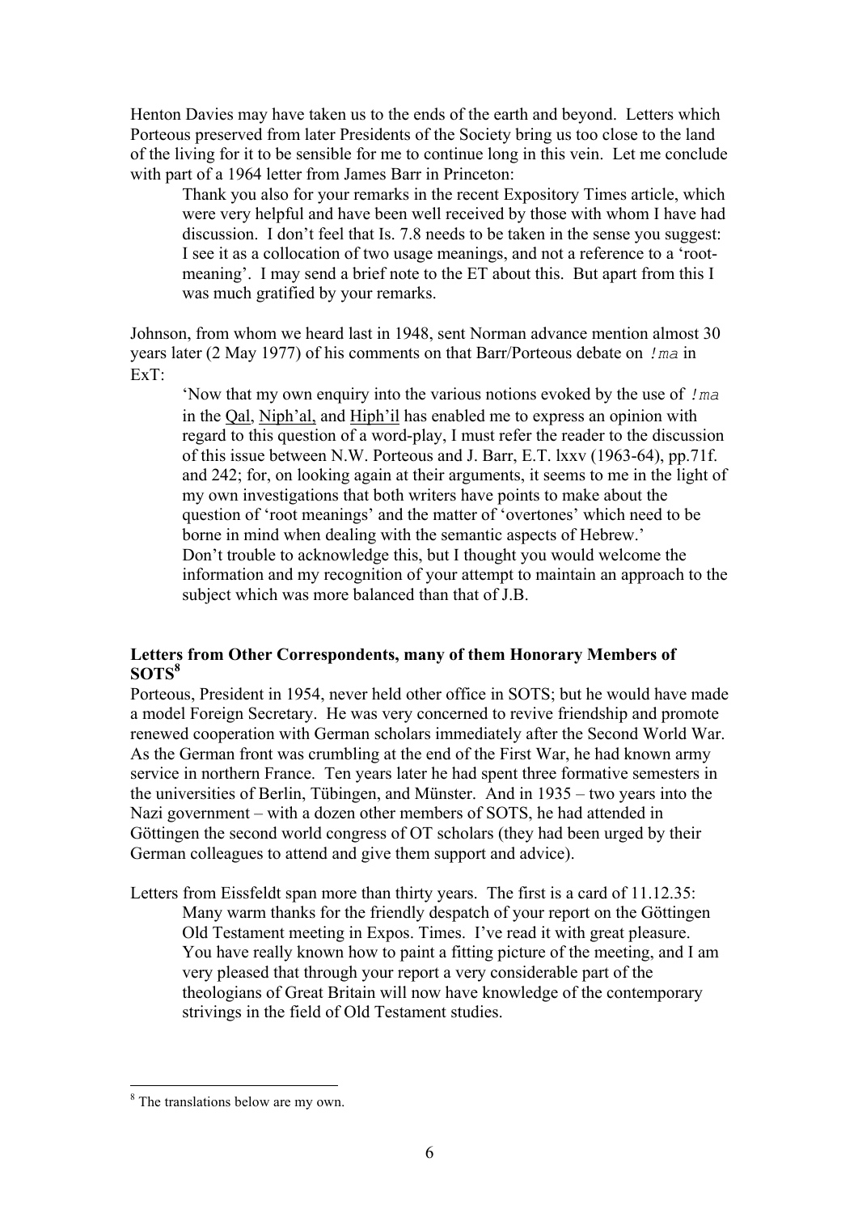Henton Davies may have taken us to the ends of the earth and beyond. Letters which Porteous preserved from later Presidents of the Society bring us too close to the land of the living for it to be sensible for me to continue long in this vein. Let me conclude with part of a 1964 letter from James Barr in Princeton:

> Thank you also for your remarks in the recent Expository Times article, which were very helpful and have been well received by those with whom I have had discussion. I don't feel that Is. 7.8 needs to be taken in the sense you suggest: I see it as a collocation of two usage meanings, and not a reference to a 'root-meaning'. I may send a brief note to the ET about this. But apart from this I was much gratified by your remarks.

Johnson, from whom we heard last in 1948, sent Norman advance mention almost 30 years later (2 May 1977) of his comments on that Barr/Porteous debate on `!ma` in ExT:

> 'Now that my own enquiry into the various notions evoked by the use of `!ma` in the Qal, Niph'al, and Hiph'il has enabled me to express an opinion with regard to this question of a word-play, I must refer the reader to the discussion of this issue between N.W. Porteous and J. Barr, E.T. lxxv (1963-64), pp.71f. and 242; for, on looking again at their arguments, it seems to me in the light of my own investigations that both writers have points to make about the question of 'root meanings' and the matter of 'overtones' which need to be borne in mind when dealing with the semantic aspects of Hebrew.'
> Don't trouble to acknowledge this, but I thought you would welcome the information and my recognition of your attempt to maintain an approach to the subject which was more balanced than that of J.B.

### Letters from Other Correspondents, many of them Honorary Members of SOTS[8]

Porteous, President in 1954, never held other office in SOTS; but he would have made a model Foreign Secretary. He was very concerned to revive friendship and promote renewed cooperation with German scholars immediately after the Second World War. As the German front was crumbling at the end of the First War, he had known army service in northern France. Ten years later he had spent three formative semesters in the universities of Berlin, Tübingen, and Münster. And in 1935 – two years into the Nazi government – with a dozen other members of SOTS, he had attended in Göttingen the second world congress of OT scholars (they had been urged by their German colleagues to attend and give them support and advice).

Letters from Eissfeldt span more than thirty years. The first is a card of 11.12.35:

> Many warm thanks for the friendly despatch of your report on the Göttingen Old Testament meeting in Expos. Times. I've read it with great pleasure. You have really known how to paint a fitting picture of the meeting, and I am very pleased that through your report a very considerable part of the theologians of Great Britain will now have knowledge of the contemporary strivings in the field of Old Testament studies.

---

[8] The translations below are my own.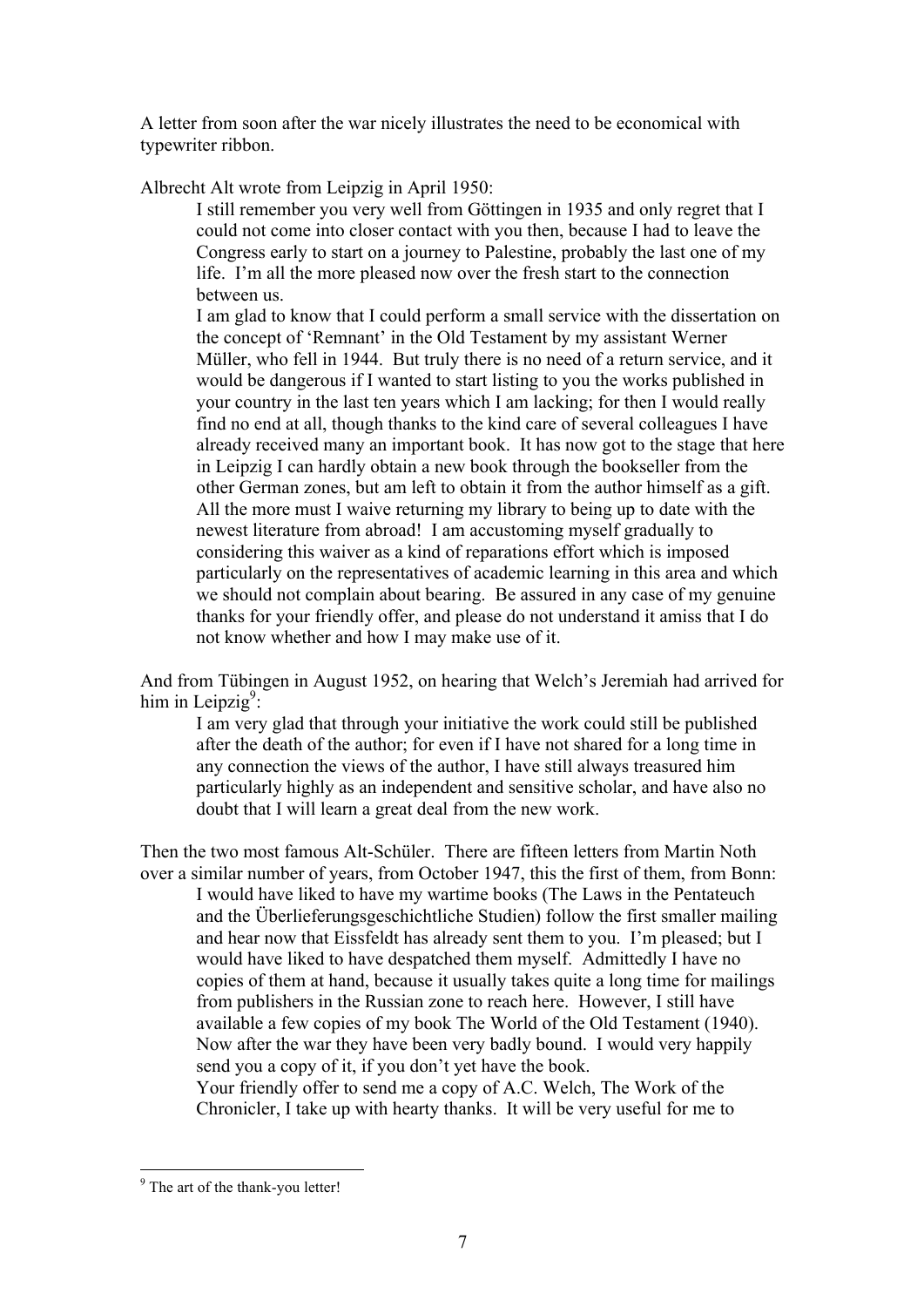A letter from soon after the war nicely illustrates the need to be economical with typewriter ribbon.

Albrecht Alt wrote from Leipzig in April 1950:

> I still remember you very well from Göttingen in 1935 and only regret that I could not come into closer contact with you then, because I had to leave the Congress early to start on a journey to Palestine, probably the last one of my life. I'm all the more pleased now over the fresh start to the connection between us.
>
> I am glad to know that I could perform a small service with the dissertation on the concept of 'Remnant' in the Old Testament by my assistant Werner Müller, who fell in 1944. But truly there is no need of a return service, and it would be dangerous if I wanted to start listing to you the works published in your country in the last ten years which I am lacking; for then I would really find no end at all, though thanks to the kind care of several colleagues I have already received many an important book. It has now got to the stage that here in Leipzig I can hardly obtain a new book through the bookseller from the other German zones, but am left to obtain it from the author himself as a gift. All the more must I waive returning my library to being up to date with the newest literature from abroad! I am accustoming myself gradually to considering this waiver as a kind of reparations effort which is imposed particularly on the representatives of academic learning in this area and which we should not complain about bearing. Be assured in any case of my genuine thanks for your friendly offer, and please do not understand it amiss that I do not know whether and how I may make use of it.

And from Tübingen in August 1952, on hearing that Welch's Jeremiah had arrived for him in Leipzig[9]:

> I am very glad that through your initiative the work could still be published after the death of the author; for even if I have not shared for a long time in any connection the views of the author, I have still always treasured him particularly highly as an independent and sensitive scholar, and have also no doubt that I will learn a great deal from the new work.

Then the two most famous Alt-Schüler. There are fifteen letters from Martin Noth over a similar number of years, from October 1947, this the first of them, from Bonn:

> I would have liked to have my wartime books (The Laws in the Pentateuch and the Überlieferungsgeschichtliche Studien) follow the first smaller mailing and hear now that Eissfeldt has already sent them to you. I'm pleased; but I would have liked to have despatched them myself. Admittedly I have no copies of them at hand, because it usually takes quite a long time for mailings from publishers in the Russian zone to reach here. However, I still have available a few copies of my book The World of the Old Testament (1940). Now after the war they have been very badly bound. I would very happily send you a copy of it, if you don't yet have the book.
>
> Your friendly offer to send me a copy of A.C. Welch, The Work of the Chronicler, I take up with hearty thanks. It will be very useful for me to

[9] The art of the thank-you letter!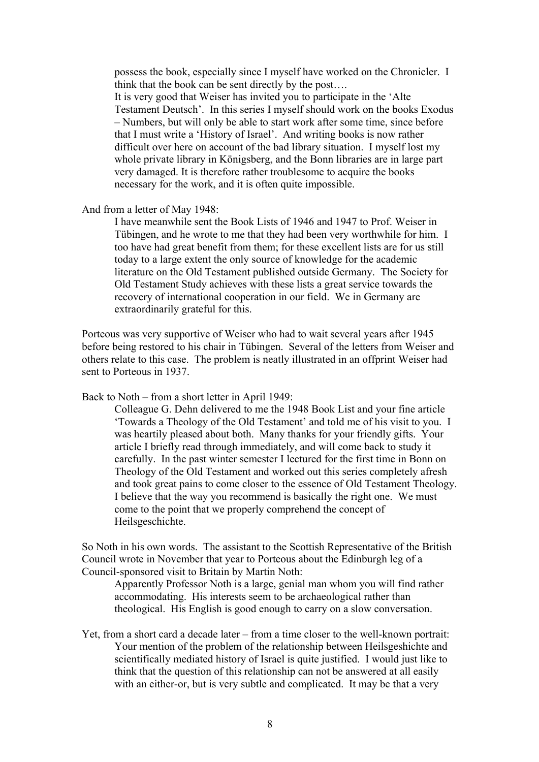> possess the book, especially since I myself have worked on the Chronicler. I think that the book can be sent directly by the post….
> It is very good that Weiser has invited you to participate in the 'Alte Testament Deutsch'. In this series I myself should work on the books Exodus – Numbers, but will only be able to start work after some time, since before that I must write a 'History of Israel'. And writing books is now rather difficult over here on account of the bad library situation. I myself lost my whole private library in Königsberg, and the Bonn libraries are in large part very damaged. It is therefore rather troublesome to acquire the books necessary for the work, and it is often quite impossible.

And from a letter of May 1948:

> I have meanwhile sent the Book Lists of 1946 and 1947 to Prof. Weiser in Tübingen, and he wrote to me that they had been very worthwhile for him. I too have had great benefit from them; for these excellent lists are for us still today to a large extent the only source of knowledge for the academic literature on the Old Testament published outside Germany. The Society for Old Testament Study achieves with these lists a great service towards the recovery of international cooperation in our field. We in Germany are extraordinarily grateful for this.

Porteous was very supportive of Weiser who had to wait several years after 1945 before being restored to his chair in Tübingen. Several of the letters from Weiser and others relate to this case. The problem is neatly illustrated in an offprint Weiser had sent to Porteous in 1937.

Back to Noth – from a short letter in April 1949:

> Colleague G. Dehn delivered to me the 1948 Book List and your fine article 'Towards a Theology of the Old Testament' and told me of his visit to you. I was heartily pleased about both. Many thanks for your friendly gifts. Your article I briefly read through immediately, and will come back to study it carefully. In the past winter semester I lectured for the first time in Bonn on Theology of the Old Testament and worked out this series completely afresh and took great pains to come closer to the essence of Old Testament Theology. I believe that the way you recommend is basically the right one. We must come to the point that we properly comprehend the concept of Heilsgeschichte.

So Noth in his own words. The assistant to the Scottish Representative of the British Council wrote in November that year to Porteous about the Edinburgh leg of a Council-sponsored visit to Britain by Martin Noth:

> Apparently Professor Noth is a large, genial man whom you will find rather accommodating. His interests seem to be archaeological rather than theological. His English is good enough to carry on a slow conversation.

Yet, from a short card a decade later – from a time closer to the well-known portrait:

> Your mention of the problem of the relationship between Heilsgeshichte and scientifically mediated history of Israel is quite justified. I would just like to think that the question of this relationship can not be answered at all easily with an either-or, but is very subtle and complicated. It may be that a very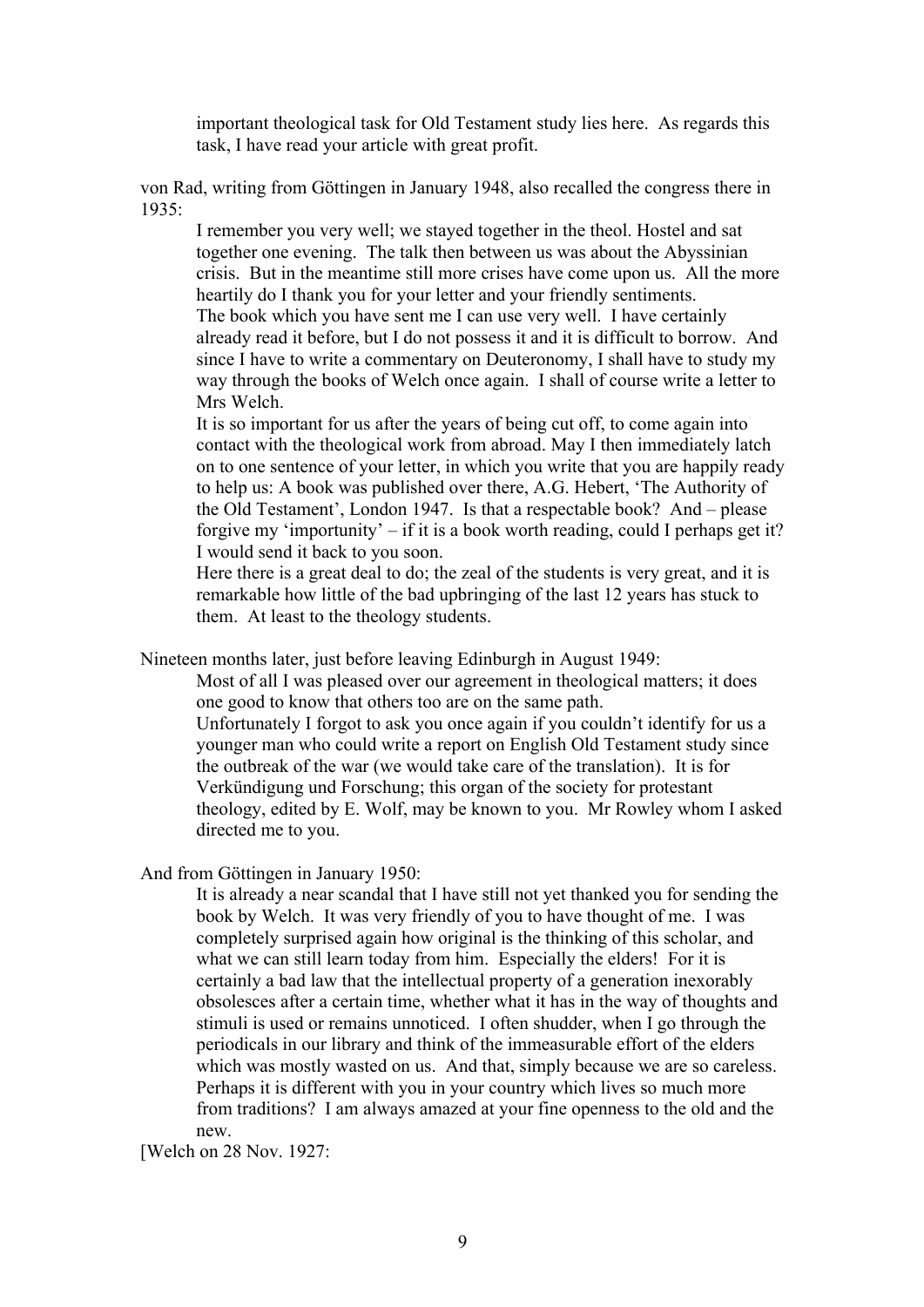> important theological task for Old Testament study lies here. As regards this task, I have read your article with great profit.

von Rad, writing from Göttingen in January 1948, also recalled the congress there in 1935:

> I remember you very well; we stayed together in the theol. Hostel and sat together one evening. The talk then between us was about the Abyssinian crisis. But in the meantime still more crises have come upon us. All the more heartily do I thank you for your letter and your friendly sentiments.
>
> The book which you have sent me I can use very well. I have certainly already read it before, but I do not possess it and it is difficult to borrow. And since I have to write a commentary on Deuteronomy, I shall have to study my way through the books of Welch once again. I shall of course write a letter to Mrs Welch.
>
> It is so important for us after the years of being cut off, to come again into contact with the theological work from abroad. May I then immediately latch on to one sentence of your letter, in which you write that you are happily ready to help us: A book was published over there, A.G. Hebert, 'The Authority of the Old Testament', London 1947. Is that a respectable book? And – please forgive my 'importunity' – if it is a book worth reading, could I perhaps get it? I would send it back to you soon.
>
> Here there is a great deal to do; the zeal of the students is very great, and it is remarkable how little of the bad upbringing of the last 12 years has stuck to them. At least to the theology students.

Nineteen months later, just before leaving Edinburgh in August 1949:

> Most of all I was pleased over our agreement in theological matters; it does one good to know that others too are on the same path.
>
> Unfortunately I forgot to ask you once again if you couldn't identify for us a younger man who could write a report on English Old Testament study since the outbreak of the war (we would take care of the translation). It is for Verkündigung und Forschung; this organ of the society for protestant theology, edited by E. Wolf, may be known to you. Mr Rowley whom I asked directed me to you.

And from Göttingen in January 1950:

> It is already a near scandal that I have still not yet thanked you for sending the book by Welch. It was very friendly of you to have thought of me. I was completely surprised again how original is the thinking of this scholar, and what we can still learn today from him. Especially the elders! For it is certainly a bad law that the intellectual property of a generation inexorably obsolesces after a certain time, whether what it has in the way of thoughts and stimuli is used or remains unnoticed. I often shudder, when I go through the periodicals in our library and think of the immeasurable effort of the elders which was mostly wasted on us. And that, simply because we are so careless. Perhaps it is different with you in your country which lives so much more from traditions? I am always amazed at your fine openness to the old and the new.

[Welch on 28 Nov. 1927: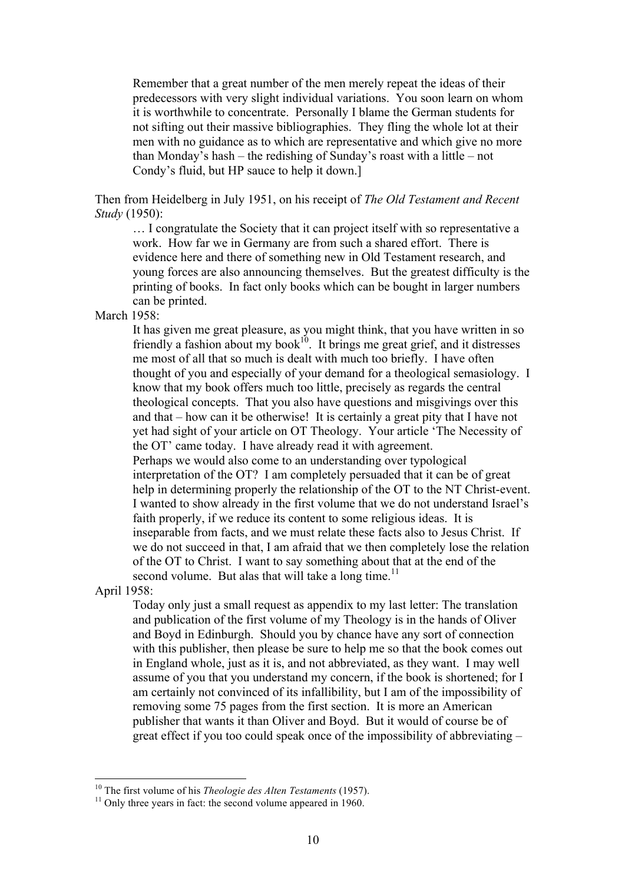> Remember that a great number of the men merely repeat the ideas of their predecessors with very slight individual variations. You soon learn on whom it is worthwhile to concentrate. Personally I blame the German students for not sifting out their massive bibliographies. They fling the whole lot at their men with no guidance as to which are representative and which give no more than Monday's hash – the redishing of Sunday's roast with a little – not Condy's fluid, but HP sauce to help it down.]

Then from Heidelberg in July 1951, on his receipt of *The Old Testament and Recent Study* (1950):

> … I congratulate the Society that it can project itself with so representative a work. How far we in Germany are from such a shared effort. There is evidence here and there of something new in Old Testament research, and young forces are also announcing themselves. But the greatest difficulty is the printing of books. In fact only books which can be bought in larger numbers can be printed.

March 1958:

> It has given me great pleasure, as you might think, that you have written in so friendly a fashion about my book[10]. It brings me great grief, and it distresses me most of all that so much is dealt with much too briefly. I have often thought of you and especially of your demand for a theological semasiology. I know that my book offers much too little, precisely as regards the central theological concepts. That you also have questions and misgivings over this and that – how can it be otherwise! It is certainly a great pity that I have not yet had sight of your article on OT Theology. Your article 'The Necessity of the OT' came today. I have already read it with agreement.
> Perhaps we would also come to an understanding over typological interpretation of the OT? I am completely persuaded that it can be of great help in determining properly the relationship of the OT to the NT Christ-event. I wanted to show already in the first volume that we do not understand Israel's faith properly, if we reduce its content to some religious ideas. It is inseparable from facts, and we must relate these facts also to Jesus Christ. If we do not succeed in that, I am afraid that we then completely lose the relation of the OT to Christ. I want to say something about that at the end of the second volume. But alas that will take a long time.[11]

April 1958:

> Today only just a small request as appendix to my last letter: The translation and publication of the first volume of my Theology is in the hands of Oliver and Boyd in Edinburgh. Should you by chance have any sort of connection with this publisher, then please be sure to help me so that the book comes out in England whole, just as it is, and not abbreviated, as they want. I may well assume of you that you understand my concern, if the book is shortened; for I am certainly not convinced of its infallibility, but I am of the impossibility of removing some 75 pages from the first section. It is more an American publisher that wants it than Oliver and Boyd. But it would of course be of great effect if you too could speak once of the impossibility of abbreviating –

---

[10] The first volume of his *Theologie des Alten Testaments* (1957).

[11] Only three years in fact: the second volume appeared in 1960.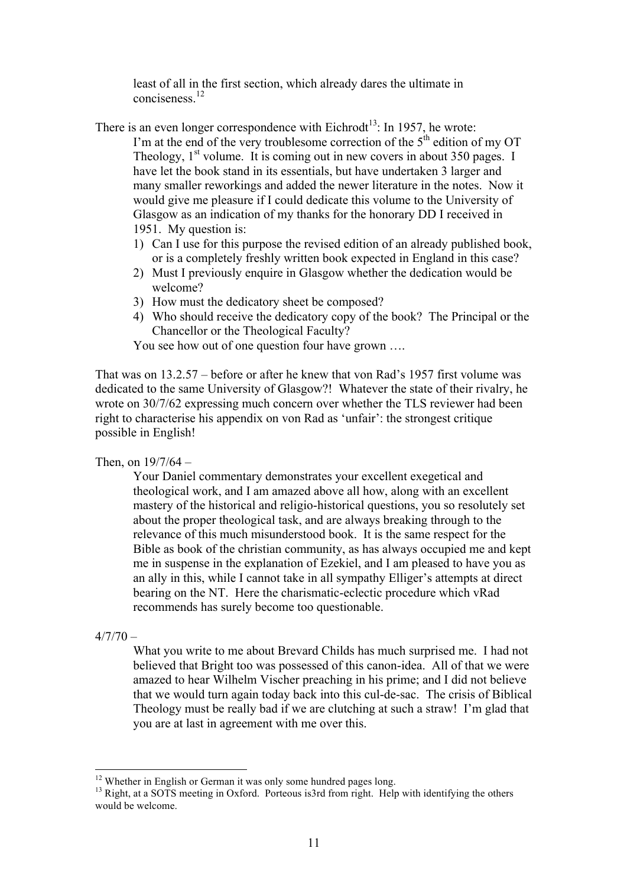> least of all in the first section, which already dares the ultimate in conciseness.[12]

There is an even longer correspondence with Eichrodt[13]: In 1957, he wrote:

> I'm at the end of the very troublesome correction of the 5th edition of my OT Theology, 1st volume. It is coming out in new covers in about 350 pages. I have let the book stand in its essentials, but have undertaken 3 larger and many smaller reworkings and added the newer literature in the notes. Now it would give me pleasure if I could dedicate this volume to the University of Glasgow as an indication of my thanks for the honorary DD I received in 1951. My question is:
>
> 1) Can I use for this purpose the revised edition of an already published book, or is a completely freshly written book expected in England in this case?
> 2) Must I previously enquire in Glasgow whether the dedication would be welcome?
> 3) How must the dedicatory sheet be composed?
> 4) Who should receive the dedicatory copy of the book? The Principal or the Chancellor or the Theological Faculty?
>
> You see how out of one question four have grown ….

That was on 13.2.57 – before or after he knew that von Rad's 1957 first volume was dedicated to the same University of Glasgow?! Whatever the state of their rivalry, he wrote on 30/7/62 expressing much concern over whether the TLS reviewer had been right to characterise his appendix on von Rad as 'unfair': the strongest critique possible in English!

Then, on 19/7/64 –

> Your Daniel commentary demonstrates your excellent exegetical and theological work, and I am amazed above all how, along with an excellent mastery of the historical and religio-historical questions, you so resolutely set about the proper theological task, and are always breaking through to the relevance of this much misunderstood book. It is the same respect for the Bible as book of the christian community, as has always occupied me and kept me in suspense in the explanation of Ezekiel, and I am pleased to have you as an ally in this, while I cannot take in all sympathy Elliger's attempts at direct bearing on the NT. Here the charismatic-eclectic procedure which vRad recommends has surely become too questionable.

4/7/70 –

> What you write to me about Brevard Childs has much surprised me. I had not believed that Bright too was possessed of this canon-idea. All of that we were amazed to hear Wilhelm Vischer preaching in his prime; and I did not believe that we would turn again today back into this cul-de-sac. The crisis of Biblical Theology must be really bad if we are clutching at such a straw! I'm glad that you are at last in agreement with me over this.

---

[12] Whether in English or German it was only some hundred pages long.

[13] Right, at a SOTS meeting in Oxford. Porteous is3rd from right. Help with identifying the others would be welcome.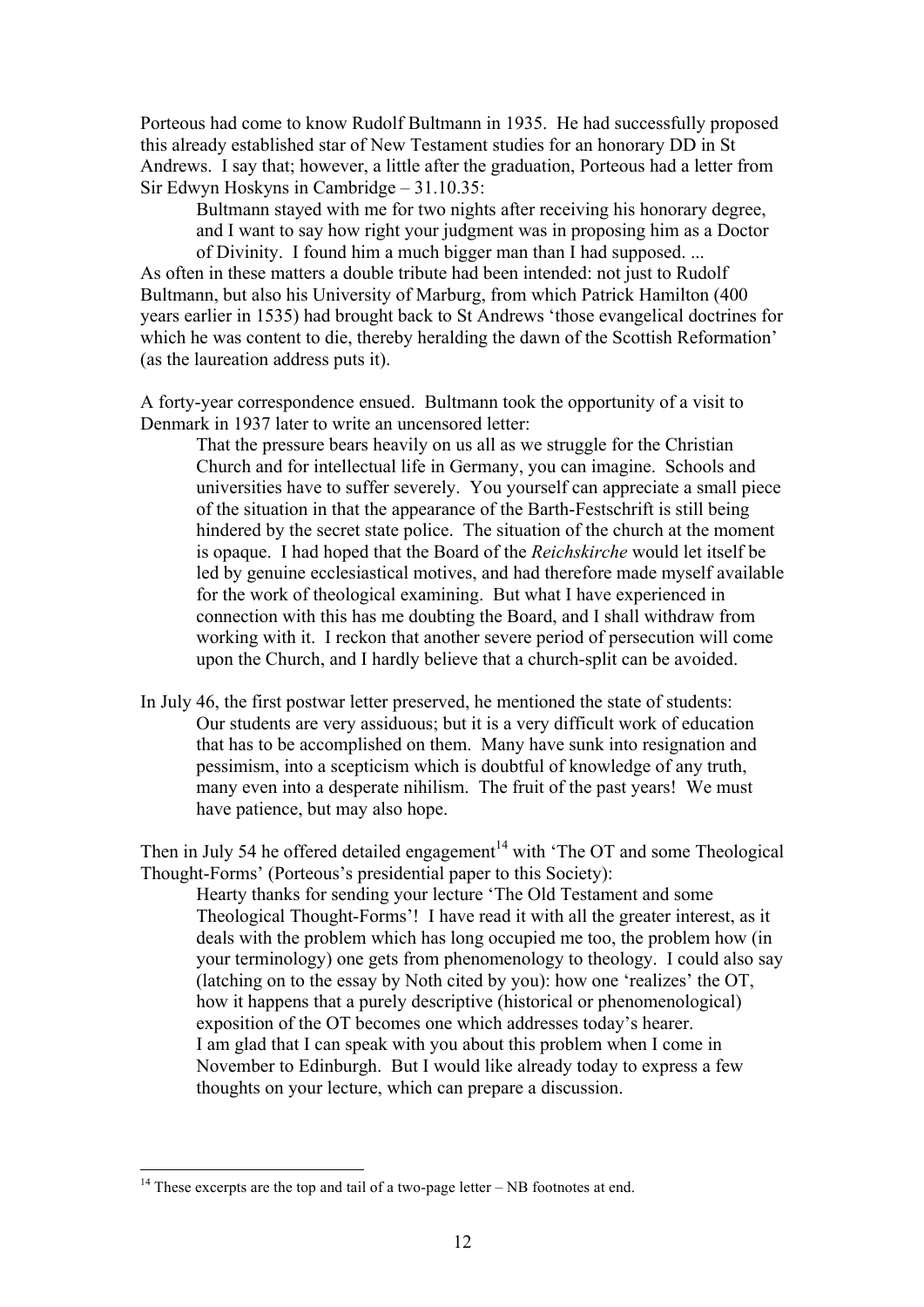Porteous had come to know Rudolf Bultmann in 1935. He had successfully proposed this already established star of New Testament studies for an honorary DD in St Andrews. I say that; however, a little after the graduation, Porteous had a letter from Sir Edwyn Hoskyns in Cambridge – 31.10.35:

> Bultmann stayed with me for two nights after receiving his honorary degree, and I want to say how right your judgment was in proposing him as a Doctor of Divinity. I found him a much bigger man than I had supposed. ...

As often in these matters a double tribute had been intended: not just to Rudolf Bultmann, but also his University of Marburg, from which Patrick Hamilton (400 years earlier in 1535) had brought back to St Andrews 'those evangelical doctrines for which he was content to die, thereby heralding the dawn of the Scottish Reformation' (as the laureation address puts it).

A forty-year correspondence ensued. Bultmann took the opportunity of a visit to Denmark in 1937 later to write an uncensored letter:

> That the pressure bears heavily on us all as we struggle for the Christian Church and for intellectual life in Germany, you can imagine. Schools and universities have to suffer severely. You yourself can appreciate a small piece of the situation in that the appearance of the Barth-Festschrift is still being hindered by the secret state police. The situation of the church at the moment is opaque. I had hoped that the Board of the *Reichskirche* would let itself be led by genuine ecclesiastical motives, and had therefore made myself available for the work of theological examining. But what I have experienced in connection with this has me doubting the Board, and I shall withdraw from working with it. I reckon that another severe period of persecution will come upon the Church, and I hardly believe that a church-split can be avoided.

In July 46, the first postwar letter preserved, he mentioned the state of students:

> Our students are very assiduous; but it is a very difficult work of education that has to be accomplished on them. Many have sunk into resignation and pessimism, into a scepticism which is doubtful of knowledge of any truth, many even into a desperate nihilism. The fruit of the past years! We must have patience, but may also hope.

Then in July 54 he offered detailed engagement[14] with 'The OT and some Theological Thought-Forms' (Porteous's presidential paper to this Society):

> Hearty thanks for sending your lecture 'The Old Testament and some Theological Thought-Forms'! I have read it with all the greater interest, as it deals with the problem which has long occupied me too, the problem how (in your terminology) one gets from phenomenology to theology. I could also say (latching on to the essay by Noth cited by you): how one 'realizes' the OT, how it happens that a purely descriptive (historical or phenomenological) exposition of the OT becomes one which addresses today's hearer.
> I am glad that I can speak with you about this problem when I come in November to Edinburgh. But I would like already today to express a few thoughts on your lecture, which can prepare a discussion.

---

[14] These excerpts are the top and tail of a two-page letter – NB footnotes at end.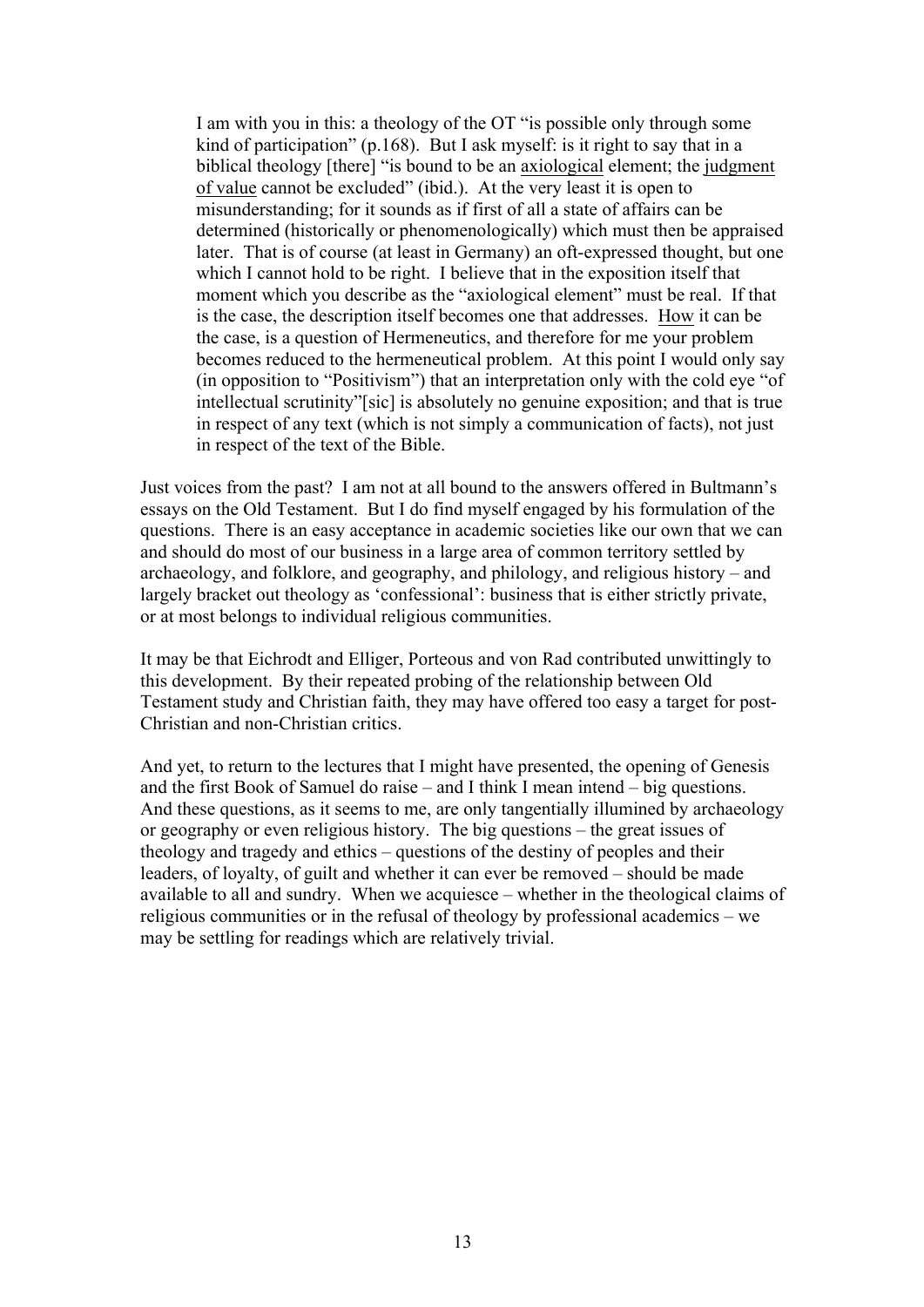> I am with you in this: a theology of the OT "is possible only through some kind of participation" (p.168). But I ask myself: is it right to say that in a biblical theology [there] "is bound to be an <u>axiological</u> element; the <u>judgment of value</u> cannot be excluded" (ibid.). At the very least it is open to misunderstanding; for it sounds as if first of all a state of affairs can be determined (historically or phenomenologically) which must then be appraised later. That is of course (at least in Germany) an oft-expressed thought, but one which I cannot hold to be right. I believe that in the exposition itself that moment which you describe as the "axiological element" must be real. If that is the case, the description itself becomes one that addresses. <u>How</u> it can be the case, is a question of Hermeneutics, and therefore for me your problem becomes reduced to the hermeneutical problem. At this point I would only say (in opposition to "Positivism") that an interpretation only with the cold eye "of intellectual scrutinity"[sic] is absolutely no genuine exposition; and that is true in respect of any text (which is not simply a communication of facts), not just in respect of the text of the Bible.

Just voices from the past? I am not at all bound to the answers offered in Bultmann's essays on the Old Testament. But I do find myself engaged by his formulation of the questions. There is an easy acceptance in academic societies like our own that we can and should do most of our business in a large area of common territory settled by archaeology, and folklore, and geography, and philology, and religious history – and largely bracket out theology as 'confessional': business that is either strictly private, or at most belongs to individual religious communities.

It may be that Eichrodt and Elliger, Porteous and von Rad contributed unwittingly to this development. By their repeated probing of the relationship between Old Testament study and Christian faith, they may have offered too easy a target for post-Christian and non-Christian critics.

And yet, to return to the lectures that I might have presented, the opening of Genesis and the first Book of Samuel do raise – and I think I mean intend – big questions. And these questions, as it seems to me, are only tangentially illumined by archaeology or geography or even religious history. The big questions – the great issues of theology and tragedy and ethics – questions of the destiny of peoples and their leaders, of loyalty, of guilt and whether it can ever be removed – should be made available to all and sundry. When we acquiesce – whether in the theological claims of religious communities or in the refusal of theology by professional academics – we may be settling for readings which are relatively trivial.